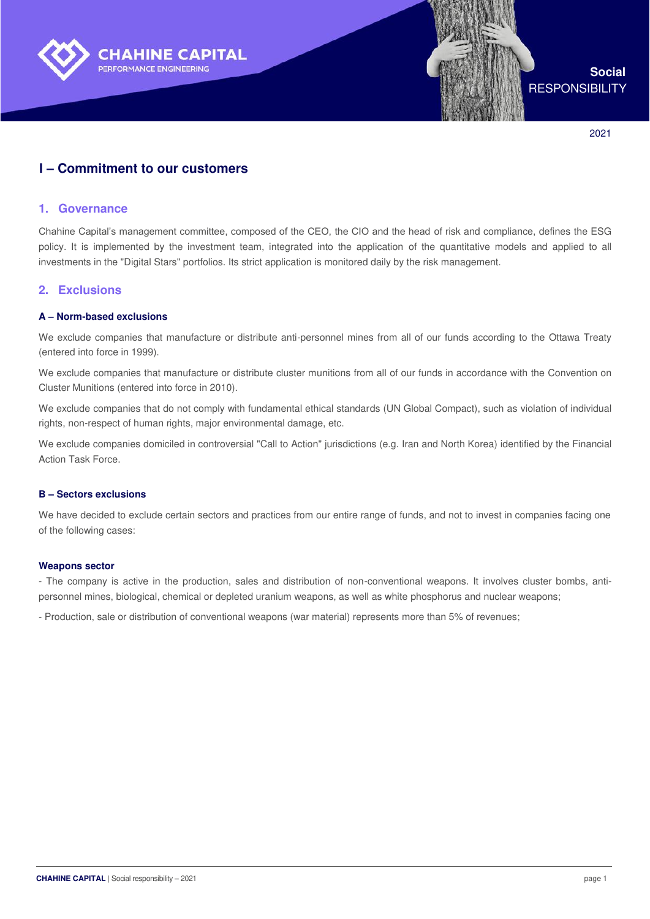CHAHINE CAPITAL
PERFORMANCE ENGINEERING

**Social** RESPONSIBILITY

2021

# I – Commitment to our customers

## 1. Governance

Chahine Capital's management committee, composed of the CEO, the CIO and the head of risk and compliance, defines the ESG policy. It is implemented by the investment team, integrated into the application of the quantitative models and applied to all investments in the "Digital Stars" portfolios. Its strict application is monitored daily by the risk management.

## 2. Exclusions

### A – Norm-based exclusions

We exclude companies that manufacture or distribute anti-personnel mines from all of our funds according to the Ottawa Treaty (entered into force in 1999).

We exclude companies that manufacture or distribute cluster munitions from all of our funds in accordance with the Convention on Cluster Munitions (entered into force in 2010).

We exclude companies that do not comply with fundamental ethical standards (UN Global Compact), such as violation of individual rights, non-respect of human rights, major environmental damage, etc.

We exclude companies domiciled in controversial "Call to Action" jurisdictions (e.g. Iran and North Korea) identified by the Financial Action Task Force.

### B – Sectors exclusions

We have decided to exclude certain sectors and practices from our entire range of funds, and not to invest in companies facing one of the following cases:

**Weapons sector**

- The company is active in the production, sales and distribution of non-conventional weapons. It involves cluster bombs, anti-personnel mines, biological, chemical or depleted uranium weapons, as well as white phosphorus and nuclear weapons;

- Production, sale or distribution of conventional weapons (war material) represents more than 5% of revenues;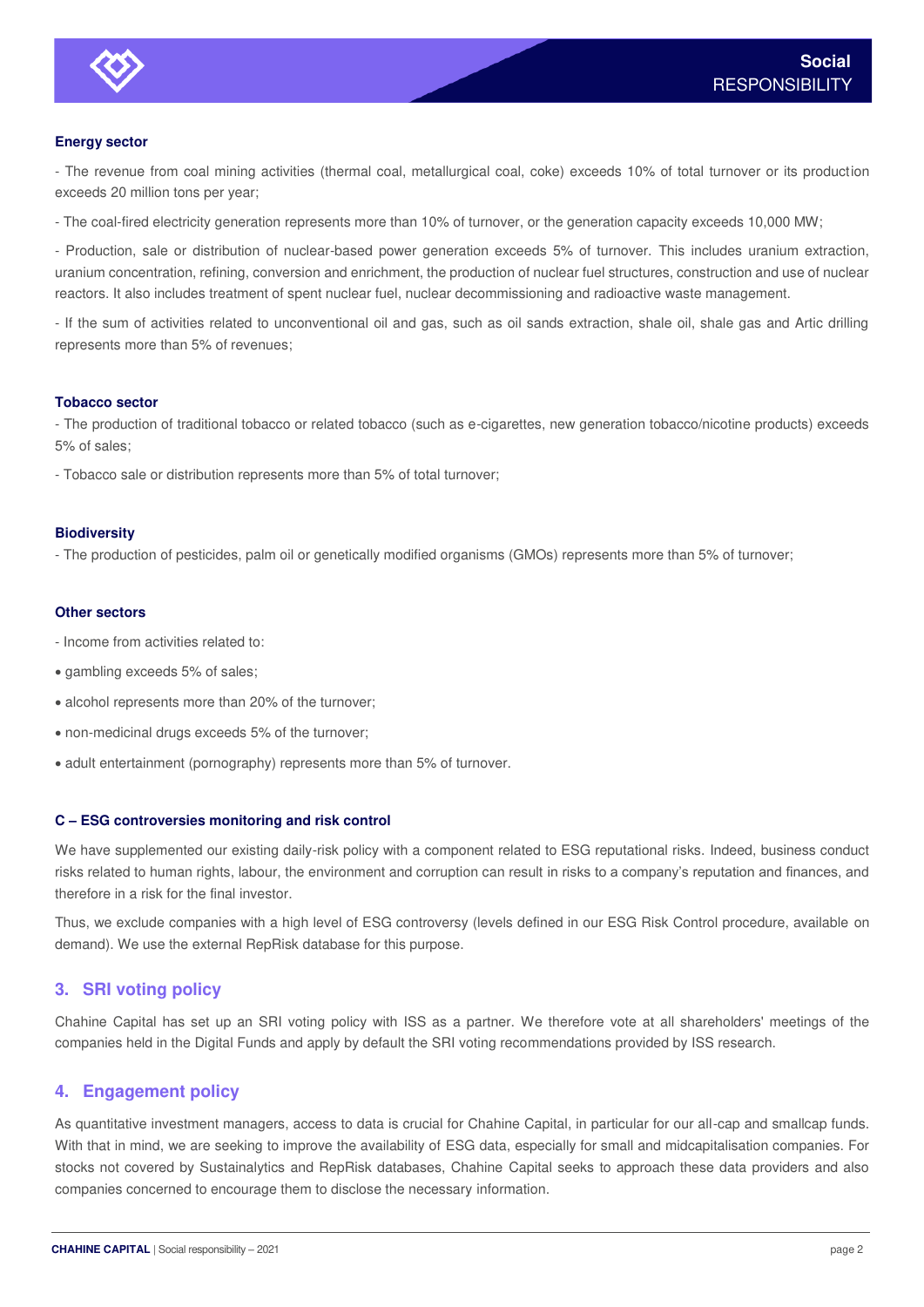**Energy sector**

- The revenue from coal mining activities (thermal coal, metallurgical coal, coke) exceeds 10% of total turnover or its production exceeds 20 million tons per year;

- The coal-fired electricity generation represents more than 10% of turnover, or the generation capacity exceeds 10,000 MW;

- Production, sale or distribution of nuclear-based power generation exceeds 5% of turnover. This includes uranium extraction, uranium concentration, refining, conversion and enrichment, the production of nuclear fuel structures, construction and use of nuclear reactors. It also includes treatment of spent nuclear fuel, nuclear decommissioning and radioactive waste management.

- If the sum of activities related to unconventional oil and gas, such as oil sands extraction, shale oil, shale gas and Artic drilling represents more than 5% of revenues;

**Tobacco sector**

- The production of traditional tobacco or related tobacco (such as e-cigarettes, new generation tobacco/nicotine products) exceeds 5% of sales;

- Tobacco sale or distribution represents more than 5% of total turnover;

**Biodiversity**

- The production of pesticides, palm oil or genetically modified organisms (GMOs) represents more than 5% of turnover;

**Other sectors**

- Income from activities related to:

- gambling exceeds 5% of sales;
- alcohol represents more than 20% of the turnover;
- non-medicinal drugs exceeds 5% of the turnover;
- adult entertainment (pornography) represents more than 5% of turnover.

**C – ESG controversies monitoring and risk control**

We have supplemented our existing daily-risk policy with a component related to ESG reputational risks. Indeed, business conduct risks related to human rights, labour, the environment and corruption can result in risks to a company's reputation and finances, and therefore in a risk for the final investor.

Thus, we exclude companies with a high level of ESG controversy (levels defined in our ESG Risk Control procedure, available on demand). We use the external RepRisk database for this purpose.

## 3. SRI voting policy

Chahine Capital has set up an SRI voting policy with ISS as a partner. We therefore vote at all shareholders' meetings of the companies held in the Digital Funds and apply by default the SRI voting recommendations provided by ISS research.

## 4. Engagement policy

As quantitative investment managers, access to data is crucial for Chahine Capital, in particular for our all-cap and smallcap funds. With that in mind, we are seeking to improve the availability of ESG data, especially for small and midcapitalisation companies. For stocks not covered by Sustainalytics and RepRisk databases, Chahine Capital seeks to approach these data providers and also companies concerned to encourage them to disclose the necessary information.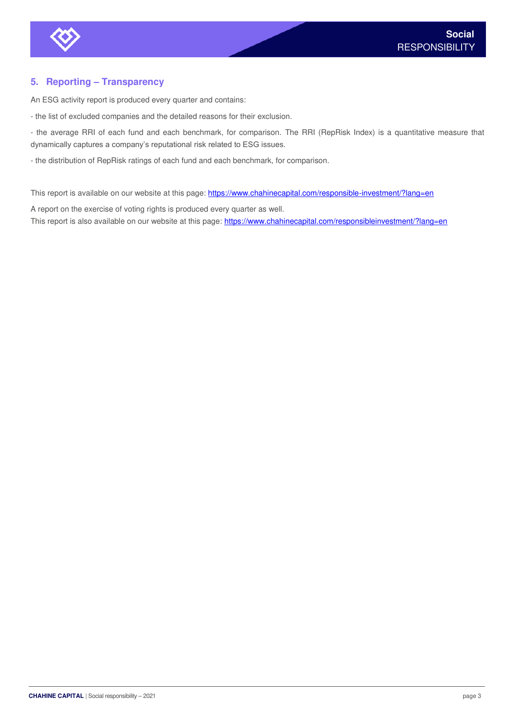## 5. Reporting – Transparency

An ESG activity report is produced every quarter and contains:

- the list of excluded companies and the detailed reasons for their exclusion.

- the average RRI of each fund and each benchmark, for comparison. The RRI (RepRisk Index) is a quantitative measure that dynamically captures a company's reputational risk related to ESG issues.

- the distribution of RepRisk ratings of each fund and each benchmark, for comparison.

This report is available on our website at this page: https://www.chahinecapital.com/responsible-investment/?lang=en

A report on the exercise of voting rights is produced every quarter as well.
This report is also available on our website at this page: https://www.chahinecapital.com/responsibleinvestment/?lang=en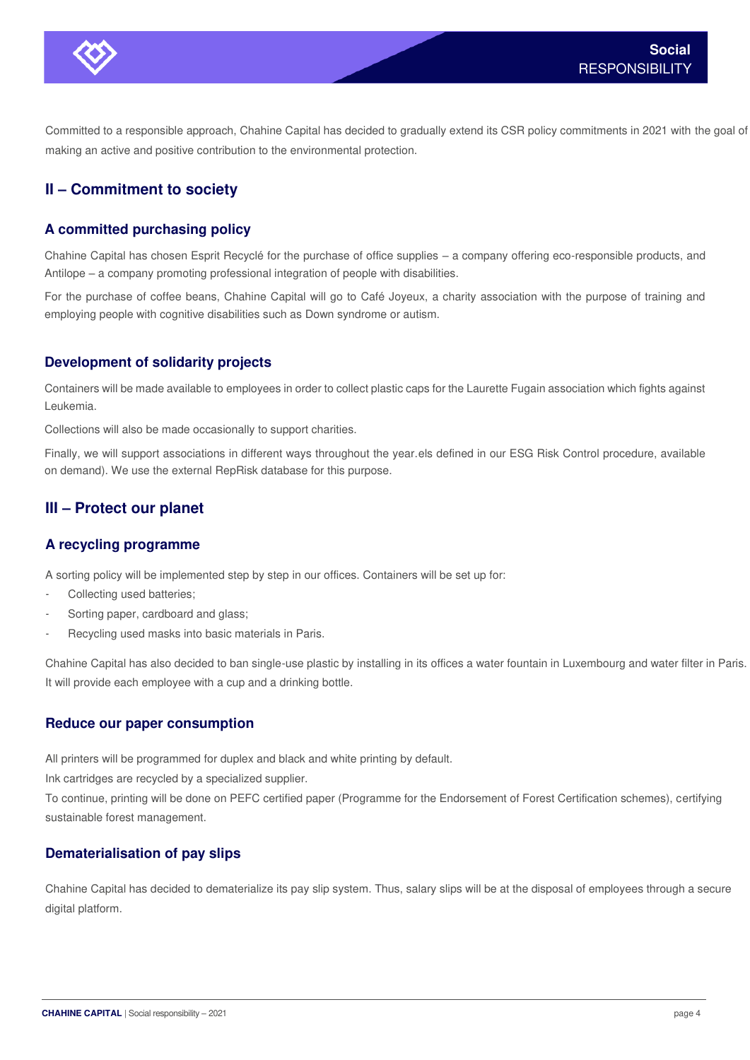Committed to a responsible approach, Chahine Capital has decided to gradually extend its CSR policy commitments in 2021 with the goal of making an active and positive contribution to the environmental protection.

## II – Commitment to society

### A committed purchasing policy

Chahine Capital has chosen Esprit Recyclé for the purchase of office supplies – a company offering eco-responsible products, and Antilope – a company promoting professional integration of people with disabilities.

For the purchase of coffee beans, Chahine Capital will go to Café Joyeux, a charity association with the purpose of training and employing people with cognitive disabilities such as Down syndrome or autism.

### Development of solidarity projects

Containers will be made available to employees in order to collect plastic caps for the Laurette Fugain association which fights against Leukemia.

Collections will also be made occasionally to support charities.

Finally, we will support associations in different ways throughout the year.els defined in our ESG Risk Control procedure, available on demand). We use the external RepRisk database for this purpose.

## III – Protect our planet

### A recycling programme

A sorting policy will be implemented step by step in our offices. Containers will be set up for:

- Collecting used batteries;
- Sorting paper, cardboard and glass;
- Recycling used masks into basic materials in Paris.

Chahine Capital has also decided to ban single-use plastic by installing in its offices a water fountain in Luxembourg and water filter in Paris. It will provide each employee with a cup and a drinking bottle.

### Reduce our paper consumption

All printers will be programmed for duplex and black and white printing by default.

Ink cartridges are recycled by a specialized supplier.

To continue, printing will be done on PEFC certified paper (Programme for the Endorsement of Forest Certification schemes), certifying sustainable forest management.

### Dematerialisation of pay slips

Chahine Capital has decided to dematerialize its pay slip system. Thus, salary slips will be at the disposal of employees through a secure digital platform.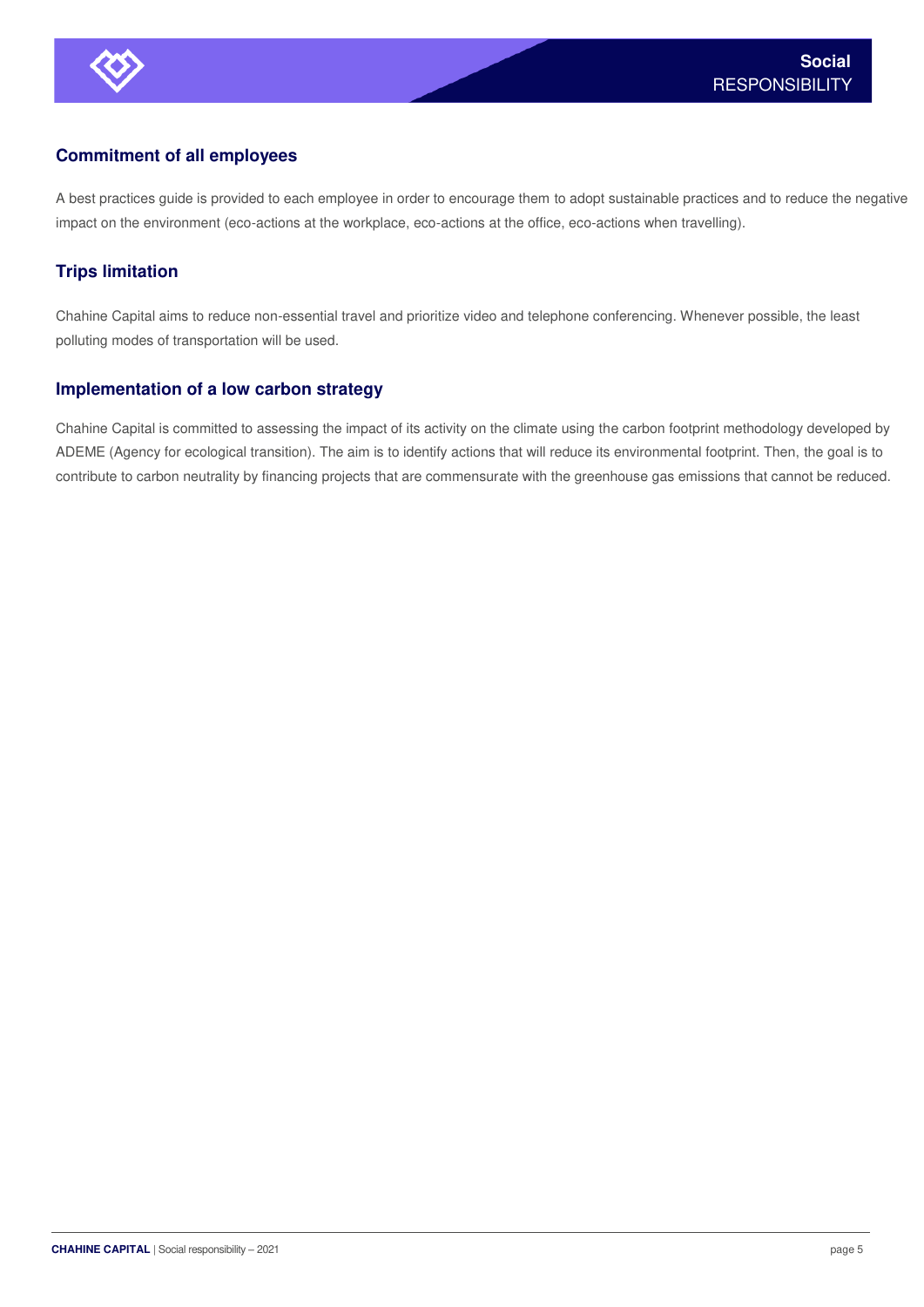## Commitment of all employees

A best practices guide is provided to each employee in order to encourage them to adopt sustainable practices and to reduce the negative impact on the environment (eco-actions at the workplace, eco-actions at the office, eco-actions when travelling).

## Trips limitation

Chahine Capital aims to reduce non-essential travel and prioritize video and telephone conferencing. Whenever possible, the least polluting modes of transportation will be used.

## Implementation of a low carbon strategy

Chahine Capital is committed to assessing the impact of its activity on the climate using the carbon footprint methodology developed by ADEME (Agency for ecological transition). The aim is to identify actions that will reduce its environmental footprint. Then, the goal is to contribute to carbon neutrality by financing projects that are commensurate with the greenhouse gas emissions that cannot be reduced.